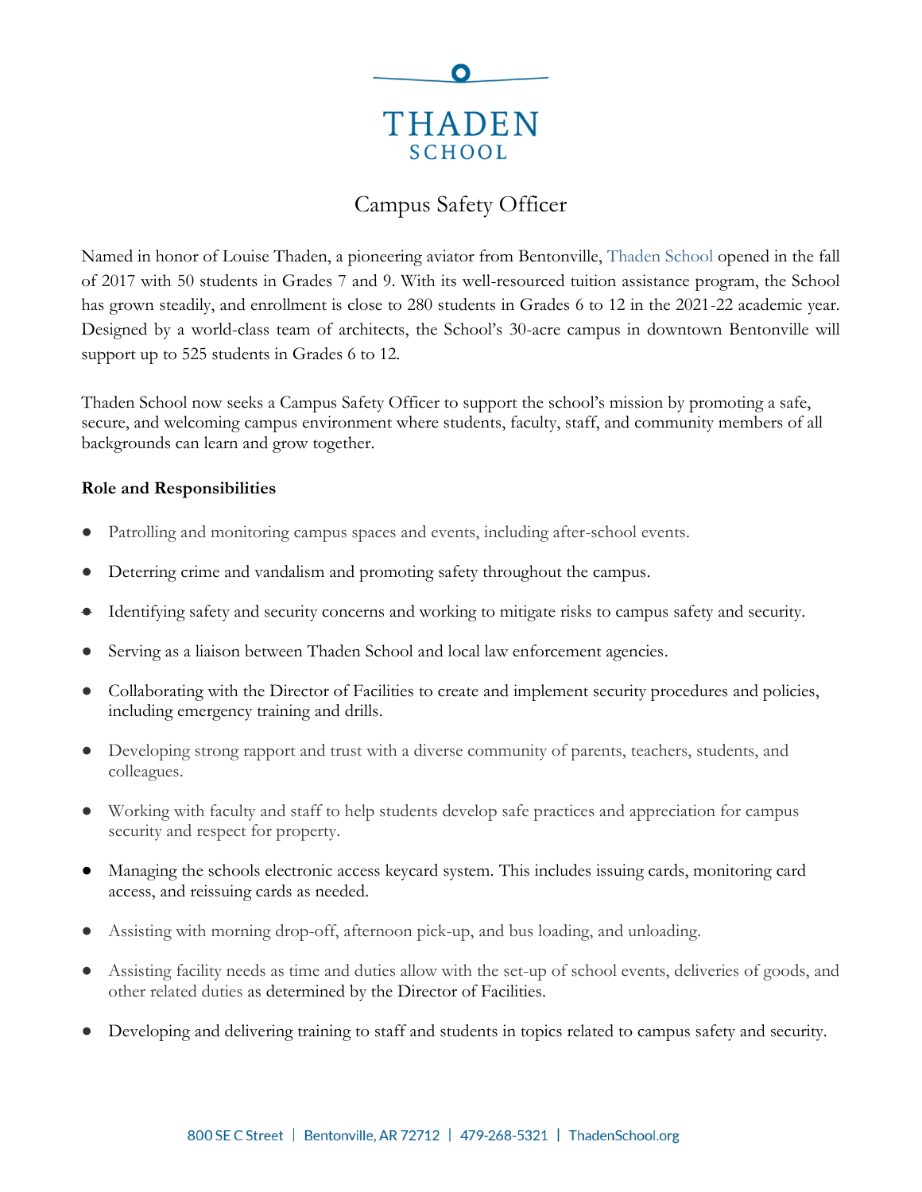# THADEN SCHOOL

## Campus Safety Officer

Named in honor of Louise Thaden, a pioneering aviator from Bentonville, Thaden School opened in the fall of 2017 with 50 students in Grades 7 and 9. With its well-resourced tuition assistance program, the School has grown steadily, and enrollment is close to 280 students in Grades 6 to 12 in the 2021-22 academic year. Designed by a world-class team of architects, the School's 30-acre campus in downtown Bentonville will support up to 525 students in Grades 6 to 12.

Thaden School now seeks a Campus Safety Officer to support the school's mission by promoting a safe, secure, and welcoming campus environment where students, faculty, staff, and community members of all backgrounds can learn and grow together.

**Role and Responsibilities**

- Patrolling and monitoring campus spaces and events, including after-school events.
- Deterring crime and vandalism and promoting safety throughout the campus.
- Identifying safety and security concerns and working to mitigate risks to campus safety and security.
- Serving as a liaison between Thaden School and local law enforcement agencies.
- Collaborating with the Director of Facilities to create and implement security procedures and policies, including emergency training and drills.
- Developing strong rapport and trust with a diverse community of parents, teachers, students, and colleagues.
- Working with faculty and staff to help students develop safe practices and appreciation for campus security and respect for property.
- Managing the schools electronic access keycard system. This includes issuing cards, monitoring card access, and reissuing cards as needed.
- Assisting with morning drop-off, afternoon pick-up, and bus loading, and unloading.
- Assisting facility needs as time and duties allow with the set-up of school events, deliveries of goods, and other related duties as determined by the Director of Facilities.
- Developing and delivering training to staff and students in topics related to campus safety and security.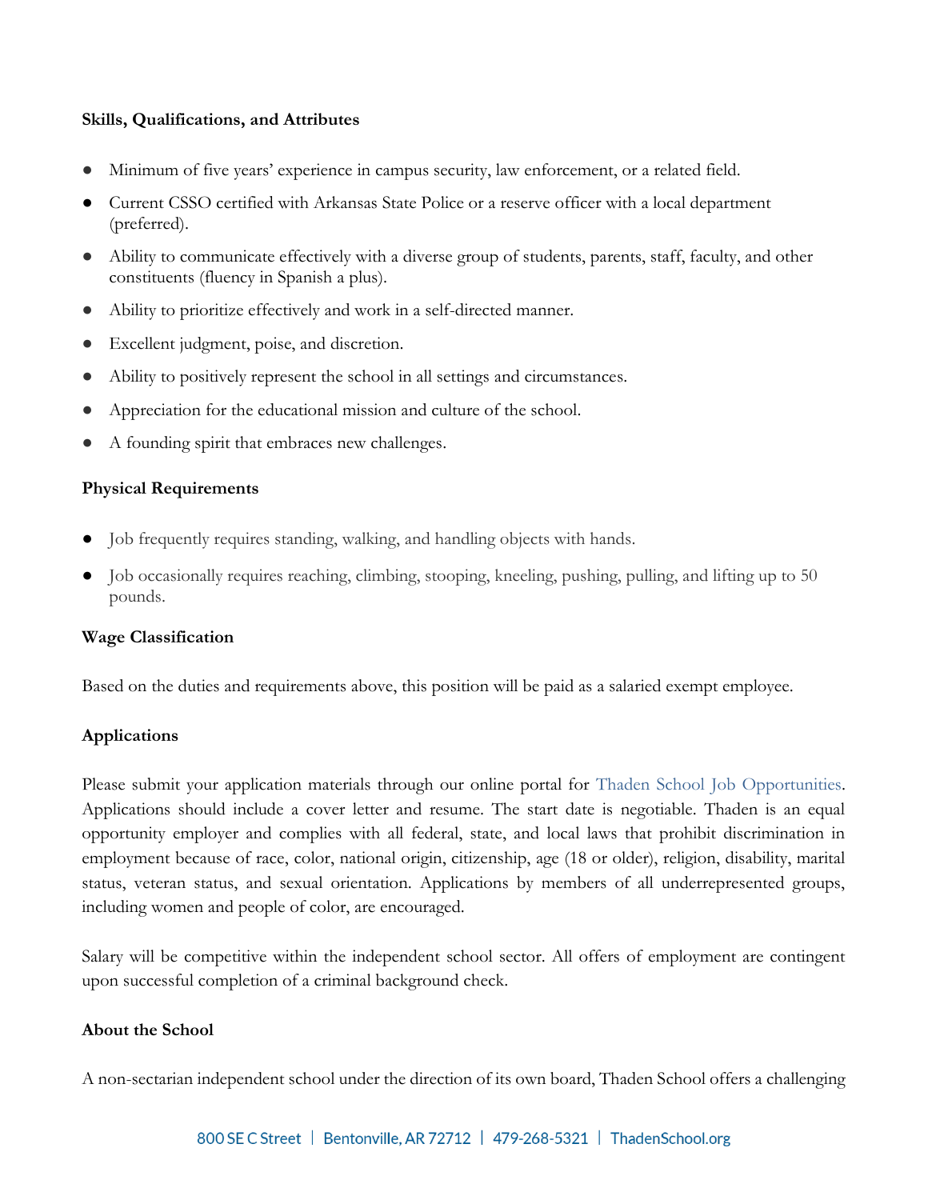**Skills, Qualifications, and Attributes**

- Minimum of five years' experience in campus security, law enforcement, or a related field.
- Current CSSO certified with Arkansas State Police or a reserve officer with a local department (preferred).
- Ability to communicate effectively with a diverse group of students, parents, staff, faculty, and other constituents (fluency in Spanish a plus).
- Ability to prioritize effectively and work in a self-directed manner.
- Excellent judgment, poise, and discretion.
- Ability to positively represent the school in all settings and circumstances.
- Appreciation for the educational mission and culture of the school.
- A founding spirit that embraces new challenges.

**Physical Requirements**

- Job frequently requires standing, walking, and handling objects with hands.
- Job occasionally requires reaching, climbing, stooping, kneeling, pushing, pulling, and lifting up to 50 pounds.

**Wage Classification**

Based on the duties and requirements above, this position will be paid as a salaried exempt employee.

**Applications**

Please submit your application materials through our online portal for Thaden School Job Opportunities. Applications should include a cover letter and resume. The start date is negotiable. Thaden is an equal opportunity employer and complies with all federal, state, and local laws that prohibit discrimination in employment because of race, color, national origin, citizenship, age (18 or older), religion, disability, marital status, veteran status, and sexual orientation. Applications by members of all underrepresented groups, including women and people of color, are encouraged.

Salary will be competitive within the independent school sector. All offers of employment are contingent upon successful completion of a criminal background check.

**About the School**

A non-sectarian independent school under the direction of its own board, Thaden School offers a challenging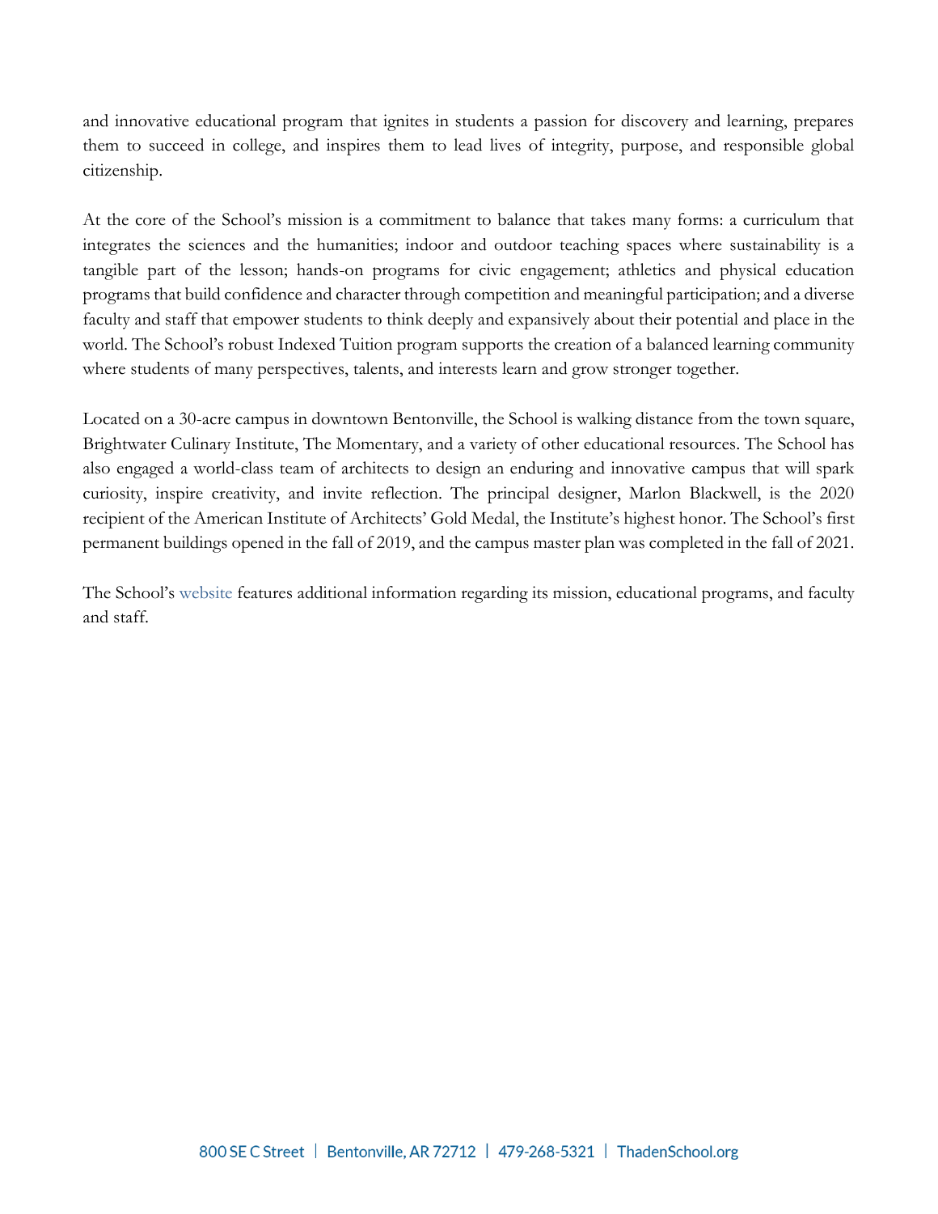and innovative educational program that ignites in students a passion for discovery and learning, prepares them to succeed in college, and inspires them to lead lives of integrity, purpose, and responsible global citizenship.

At the core of the School's mission is a commitment to balance that takes many forms: a curriculum that integrates the sciences and the humanities; indoor and outdoor teaching spaces where sustainability is a tangible part of the lesson; hands-on programs for civic engagement; athletics and physical education programs that build confidence and character through competition and meaningful participation; and a diverse faculty and staff that empower students to think deeply and expansively about their potential and place in the world. The School's robust Indexed Tuition program supports the creation of a balanced learning community where students of many perspectives, talents, and interests learn and grow stronger together.

Located on a 30-acre campus in downtown Bentonville, the School is walking distance from the town square, Brightwater Culinary Institute, The Momentary, and a variety of other educational resources. The School has also engaged a world-class team of architects to design an enduring and innovative campus that will spark curiosity, inspire creativity, and invite reflection. The principal designer, Marlon Blackwell, is the 2020 recipient of the American Institute of Architects' Gold Medal, the Institute's highest honor. The School's first permanent buildings opened in the fall of 2019, and the campus master plan was completed in the fall of 2021.

The School's website features additional information regarding its mission, educational programs, and faculty and staff.